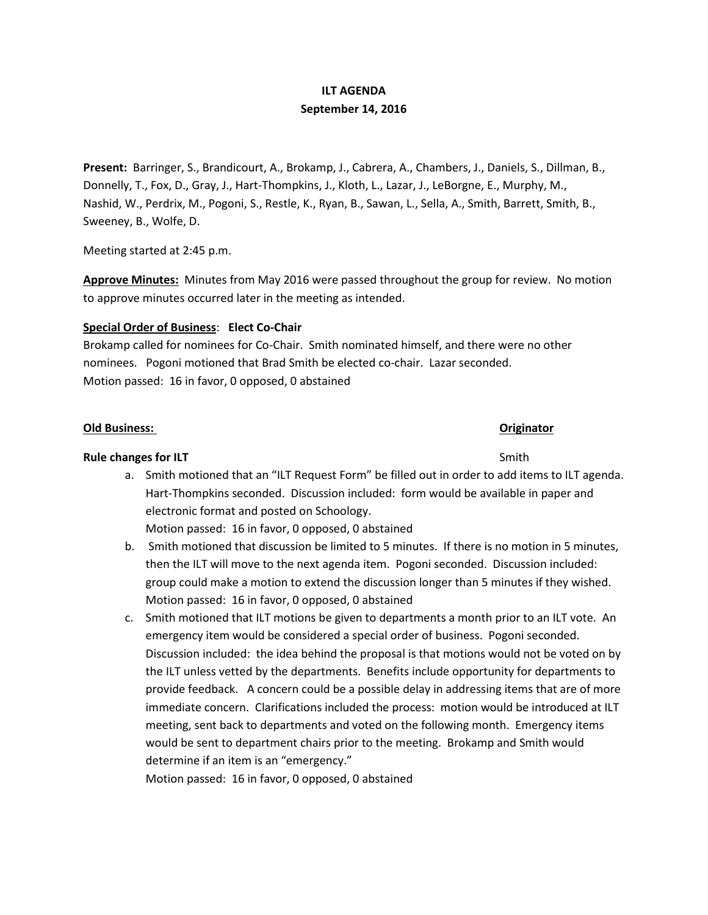**ILT AGENDA**
**September 14, 2016**

**Present:** Barringer, S., Brandicourt, A., Brokamp, J., Cabrera, A., Chambers, J., Daniels, S., Dillman, B., Donnelly, T., Fox, D., Gray, J., Hart-Thompkins, J., Kloth, L., Lazar, J., LeBorgne, E., Murphy, M., Nashid, W., Perdrix, M., Pogoni, S., Restle, K., Ryan, B., Sawan, L., Sella, A., Smith, Barrett, Smith, B., Sweeney, B., Wolfe, D.

Meeting started at 2:45 p.m.

**Approve Minutes:** Minutes from May 2016 were passed throughout the group for review. No motion to approve minutes occurred later in the meeting as intended.

**Special Order of Business**: **Elect Co-Chair**
Brokamp called for nominees for Co-Chair. Smith nominated himself, and there were no other nominees. Pogoni motioned that Brad Smith be elected co-chair. Lazar seconded.
Motion passed: 16 in favor, 0 opposed, 0 abstained

**Old Business:** **Originator**

**Rule changes for ILT** Smith

a. Smith motioned that an "ILT Request Form" be filled out in order to add items to ILT agenda. Hart-Thompkins seconded. Discussion included: form would be available in paper and electronic format and posted on Schoology.
Motion passed: 16 in favor, 0 opposed, 0 abstained

b. Smith motioned that discussion be limited to 5 minutes. If there is no motion in 5 minutes, then the ILT will move to the next agenda item. Pogoni seconded. Discussion included: group could make a motion to extend the discussion longer than 5 minutes if they wished.
Motion passed: 16 in favor, 0 opposed, 0 abstained

c. Smith motioned that ILT motions be given to departments a month prior to an ILT vote. An emergency item would be considered a special order of business. Pogoni seconded. Discussion included: the idea behind the proposal is that motions would not be voted on by the ILT unless vetted by the departments. Benefits include opportunity for departments to provide feedback. A concern could be a possible delay in addressing items that are of more immediate concern. Clarifications included the process: motion would be introduced at ILT meeting, sent back to departments and voted on the following month. Emergency items would be sent to department chairs prior to the meeting. Brokamp and Smith would determine if an item is an "emergency."
Motion passed: 16 in favor, 0 opposed, 0 abstained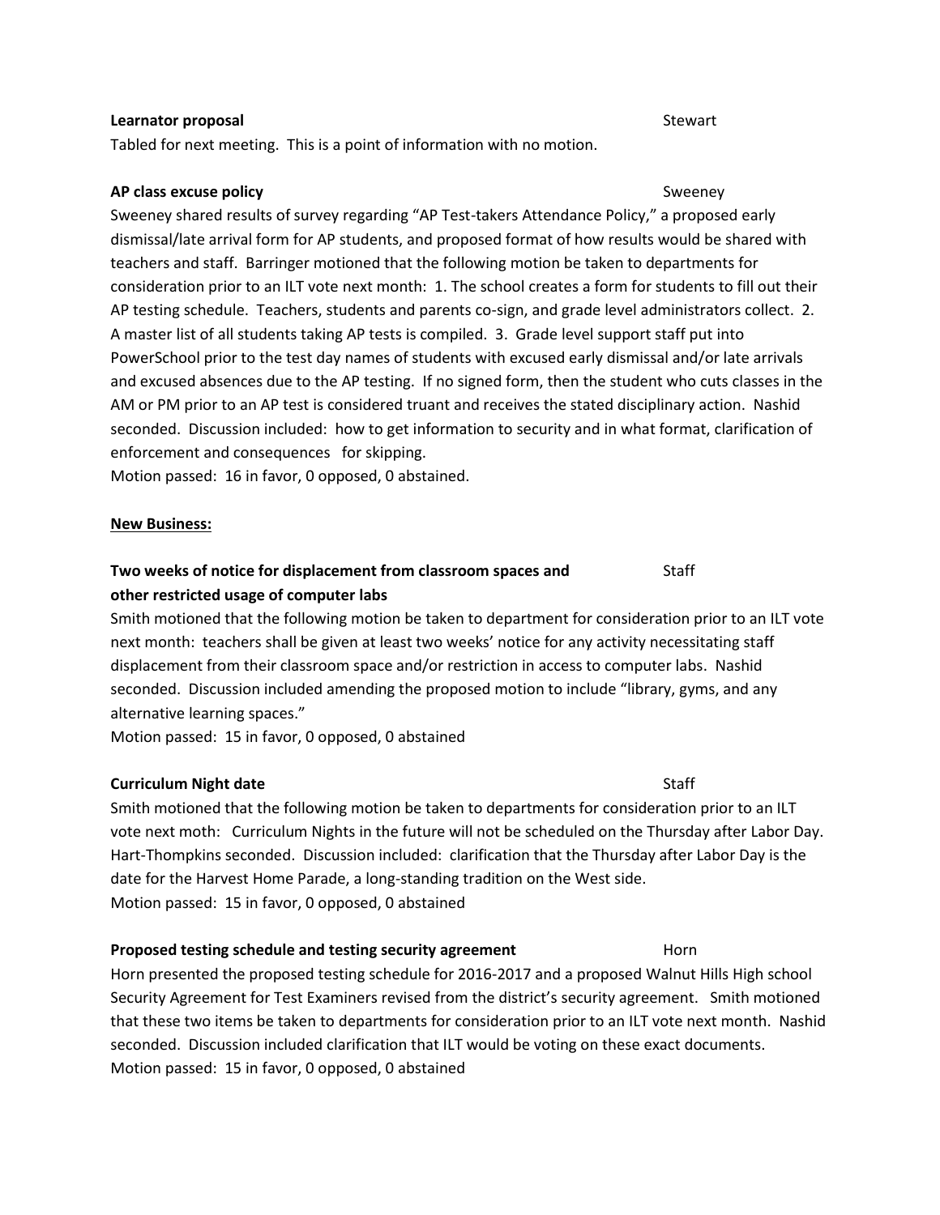**Learnator proposal** Stewart

Tabled for next meeting. This is a point of information with no motion.

**AP class excuse policy** Sweeney

Sweeney shared results of survey regarding "AP Test-takers Attendance Policy," a proposed early dismissal/late arrival form for AP students, and proposed format of how results would be shared with teachers and staff. Barringer motioned that the following motion be taken to departments for consideration prior to an ILT vote next month: 1. The school creates a form for students to fill out their AP testing schedule. Teachers, students and parents co-sign, and grade level administrators collect. 2. A master list of all students taking AP tests is compiled. 3. Grade level support staff put into PowerSchool prior to the test day names of students with excused early dismissal and/or late arrivals and excused absences due to the AP testing. If no signed form, then the student who cuts classes in the AM or PM prior to an AP test is considered truant and receives the stated disciplinary action. Nashid seconded. Discussion included: how to get information to security and in what format, clarification of enforcement and consequences for skipping.

Motion passed: 16 in favor, 0 opposed, 0 abstained.

__New Business:__

**Two weeks of notice for displacement from classroom spaces and other restricted usage of computer labs** Staff

Smith motioned that the following motion be taken to department for consideration prior to an ILT vote next month: teachers shall be given at least two weeks' notice for any activity necessitating staff displacement from their classroom space and/or restriction in access to computer labs. Nashid seconded. Discussion included amending the proposed motion to include "library, gyms, and any alternative learning spaces."

Motion passed: 15 in favor, 0 opposed, 0 abstained

**Curriculum Night date** Staff

Smith motioned that the following motion be taken to departments for consideration prior to an ILT vote next moth: Curriculum Nights in the future will not be scheduled on the Thursday after Labor Day. Hart-Thompkins seconded. Discussion included: clarification that the Thursday after Labor Day is the date for the Harvest Home Parade, a long-standing tradition on the West side.

Motion passed: 15 in favor, 0 opposed, 0 abstained

**Proposed testing schedule and testing security agreement** Horn

Horn presented the proposed testing schedule for 2016-2017 and a proposed Walnut Hills High school Security Agreement for Test Examiners revised from the district's security agreement. Smith motioned that these two items be taken to departments for consideration prior to an ILT vote next month. Nashid seconded. Discussion included clarification that ILT would be voting on these exact documents.

Motion passed: 15 in favor, 0 opposed, 0 abstained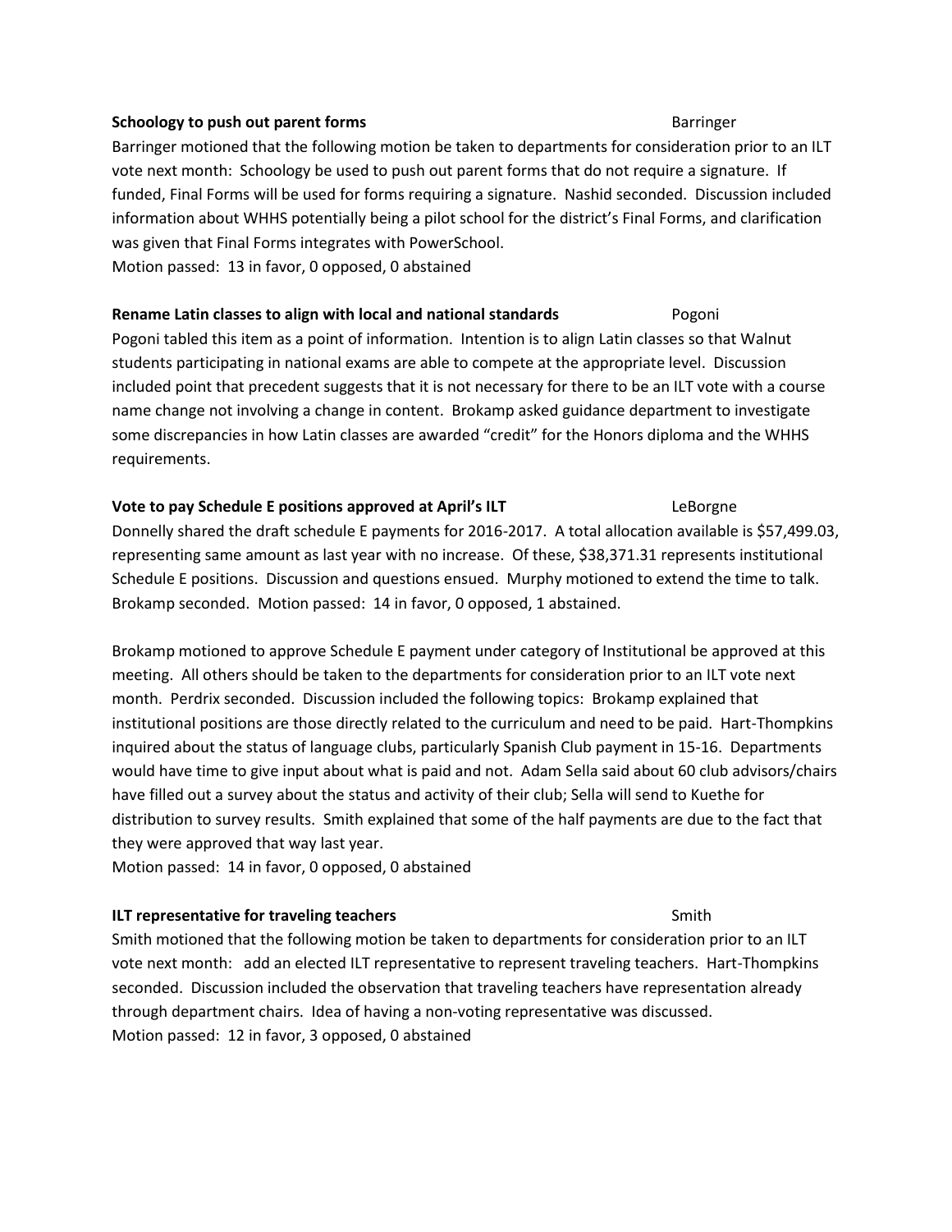**Schology to push out parent forms** Barringer

Barringer motioned that the following motion be taken to departments for consideration prior to an ILT vote next month: Schoology be used to push out parent forms that do not require a signature. If funded, Final Forms will be used for forms requiring a signature. Nashid seconded. Discussion included information about WHHS potentially being a pilot school for the district's Final Forms, and clarification was given that Final Forms integrates with PowerSchool.

Motion passed: 13 in favor, 0 opposed, 0 abstained

**Rename Latin classes to align with local and national standards** Pogoni

Pogoni tabled this item as a point of information. Intention is to align Latin classes so that Walnut students participating in national exams are able to compete at the appropriate level. Discussion included point that precedent suggests that it is not necessary for there to be an ILT vote with a course name change not involving a change in content. Brokamp asked guidance department to investigate some discrepancies in how Latin classes are awarded "credit" for the Honors diploma and the WHHS requirements.

**Vote to pay Schedule E positions approved at April's ILT** LeBorgne

Donnelly shared the draft schedule E payments for 2016-2017. A total allocation available is $57,499.03, representing same amount as last year with no increase. Of these, $38,371.31 represents institutional Schedule E positions. Discussion and questions ensued. Murphy motioned to extend the time to talk. Brokamp seconded. Motion passed: 14 in favor, 0 opposed, 1 abstained.

Brokamp motioned to approve Schedule E payment under category of Institutional be approved at this meeting. All others should be taken to the departments for consideration prior to an ILT vote next month. Perdrix seconded. Discussion included the following topics: Brokamp explained that institutional positions are those directly related to the curriculum and need to be paid. Hart-Thompkins inquired about the status of language clubs, particularly Spanish Club payment in 15-16. Departments would have time to give input about what is paid and not. Adam Sella said about 60 club advisors/chairs have filled out a survey about the status and activity of their club; Sella will send to Kuethe for distribution to survey results. Smith explained that some of the half payments are due to the fact that they were approved that way last year.

Motion passed: 14 in favor, 0 opposed, 0 abstained

**ILT representative for traveling teachers** Smith

Smith motioned that the following motion be taken to departments for consideration prior to an ILT vote next month: add an elected ILT representative to represent traveling teachers. Hart-Thompkins seconded. Discussion included the observation that traveling teachers have representation already through department chairs. Idea of having a non-voting representative was discussed.

Motion passed: 12 in favor, 3 opposed, 0 abstained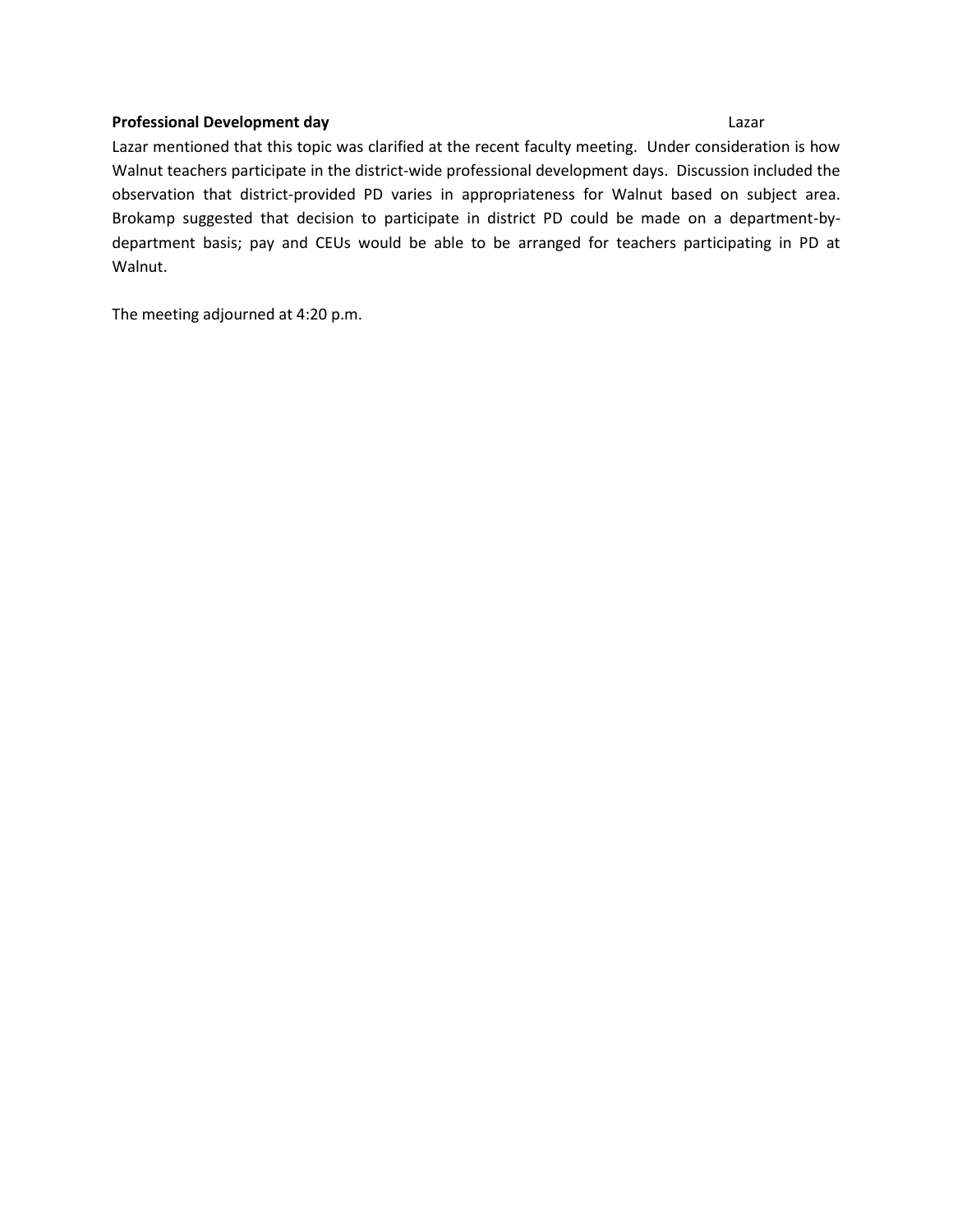**Professional Development day** Lazar

Lazar mentioned that this topic was clarified at the recent faculty meeting. Under consideration is how Walnut teachers participate in the district-wide professional development days. Discussion included the observation that district-provided PD varies in appropriateness for Walnut based on subject area. Brokamp suggested that decision to participate in district PD could be made on a department-by-department basis; pay and CEUs would be able to be arranged for teachers participating in PD at Walnut.

The meeting adjourned at 4:20 p.m.